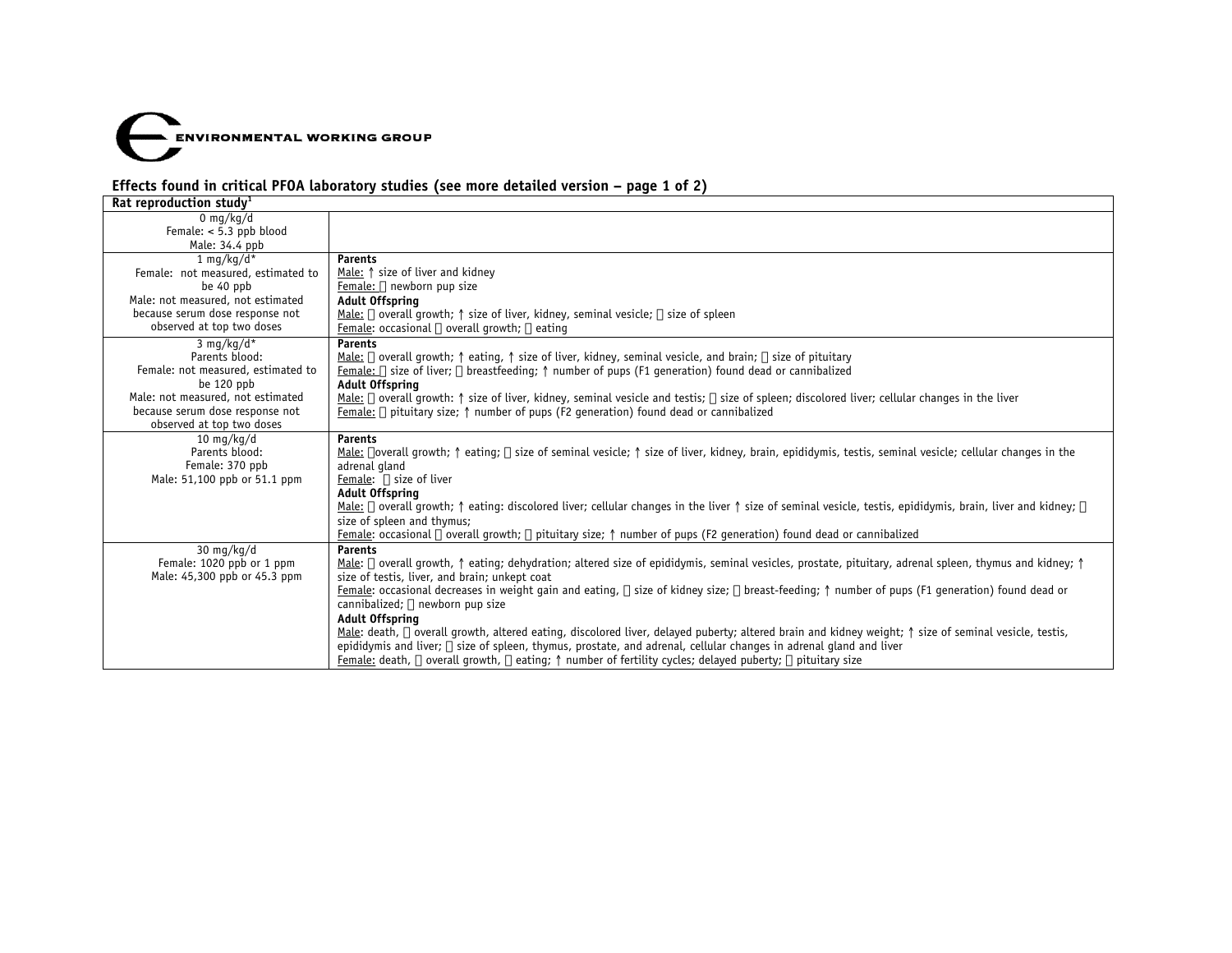ENVIRONMENTAL WORKING GROUP

**Effects found in critical PFOA laboratory studies (see more detailed version – page 1 of 2)**

| **Rat reproduction study[1]** | |
|---|---|
| 0 mg/kg/d<br>Female: < 5.3 ppb blood<br>Male: 34.4 ppb | |
| 1 mg/kg/d*<br>Female: not measured, estimated to be 40 ppb<br>Male: not measured, not estimated because serum dose response not observed at top two doses | **Parents**<br>Male: ↑ size of liver and kidney<br>Female:  newborn pup size<br>**Adult Offspring**<br>Male:  overall growth; ↑ size of liver, kidney, seminal vesicle;  size of spleen<br>Female: occasional  overall growth;  eating |
| 3 mg/kg/d*<br>Parents blood:<br>Female: not measured, estimated to be 120 ppb<br>Male: not measured, not estimated because serum dose response not observed at top two doses | **Parents**<br>Male:  overall growth; ↑ eating, ↑ size of liver, kidney, seminal vesicle, and brain;  size of pituitary<br>Female:  size of liver;  breastfeeding; ↑ number of pups (F1 generation) found dead or cannibalized<br>**Adult Offspring**<br>Male:  overall growth: ↑ size of liver, kidney, seminal vesicle and testis;  size of spleen; discolored liver; cellular changes in the liver<br>Female:  pituitary size; ↑ number of pups (F2 generation) found dead or cannibalized |
| 10 mg/kg/d<br>Parents blood:<br>Female: 370 ppb<br>Male: 51,100 ppb or 51.1 ppm | **Parents**<br>Male: overall growth; ↑ eating;  size of seminal vesicle; ↑ size of liver, kidney, brain, epididymis, testis, seminal vesicle; cellular changes in the adrenal gland<br>Female:  size of liver<br>**Adult Offspring**<br>Male:  overall growth; ↑ eating: discolored liver; cellular changes in the liver ↑ size of seminal vesicle, testis, epididymis, brain, liver and kidney;  size of spleen and thymus;<br>Female: occasional  overall growth;  pituitary size; ↑ number of pups (F2 generation) found dead or cannibalized |
| 30 mg/kg/d<br>Female: 1020 ppb or 1 ppm<br>Male: 45,300 ppb or 45.3 ppm | **Parents**<br>Male:  overall growth, ↑ eating; dehydration; altered size of epididymis, seminal vesicles, prostate, pituitary, adrenal spleen, thymus and kidney; ↑ size of testis, liver, and brain; unkept coat<br>Female: occasional decreases in weight gain and eating,  size of kidney size;  breast-feeding; ↑ number of pups (F1 generation) found dead or cannibalized;  newborn pup size<br>**Adult Offspring**<br>Male: death,  overall growth, altered eating, discolored liver, delayed puberty; altered brain and kidney weight; ↑ size of seminal vesicle, testis, epididymis and liver;  size of spleen, thymus, prostate, and adrenal, cellular changes in adrenal gland and liver<br>Female: death,  overall growth,  eating; ↑ number of fertility cycles; delayed puberty;  pituitary size |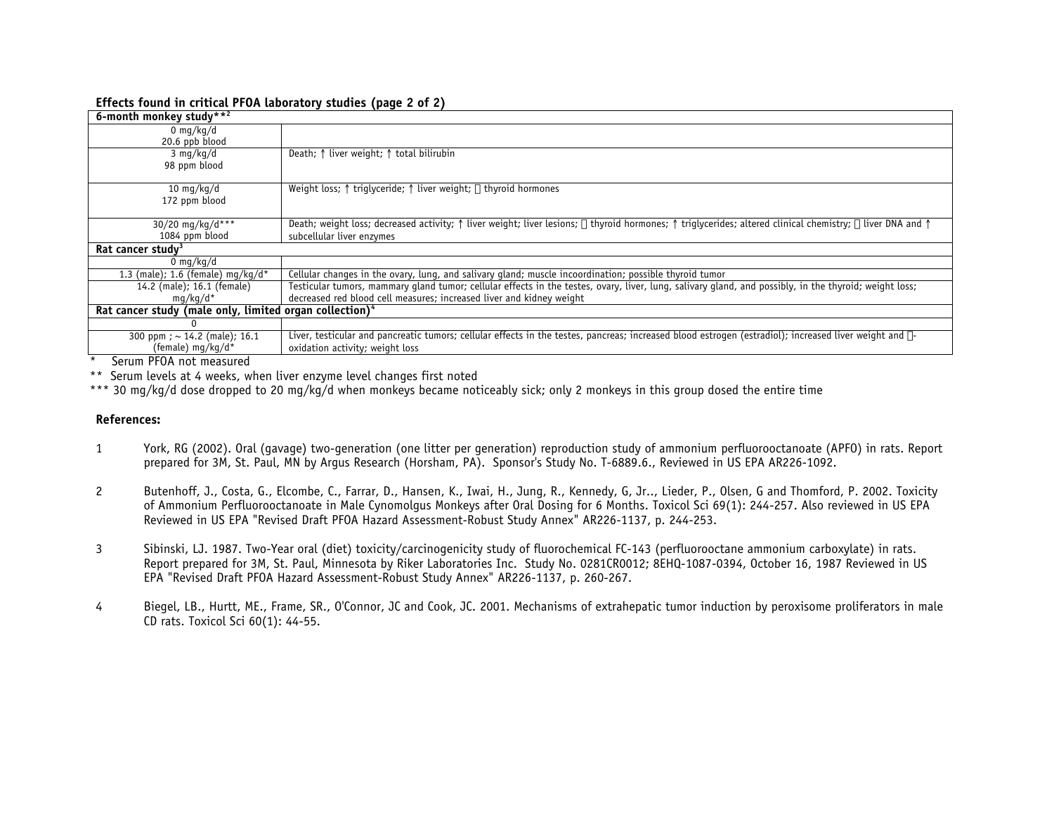**Effects found in critical PFOA laboratory studies (page 2 of 2)**

| **6-month monkey study**[**2] | |
|---|---|
| 0 mg/kg/d<br>20.6 ppb blood | |
| 3 mg/kg/d<br>98 ppm blood | Death; ↑ liver weight; ↑ total bilirubin |
| 10 mg/kg/d<br>172 ppm blood | Weight loss; ↑ triglyceride; ↑ liver weight; ↓ thyroid hormones |
| 30/20 mg/kg/d***<br>1084 ppm blood | Death; weight loss; decreased activity; ↑ liver weight; liver lesions; ↓ thyroid hormones; ↑ triglycerides; altered clinical chemistry; ↓ liver DNA and ↑ subcellular liver enzymes |
| **Rat cancer study**[3] | |
| 0 mg/kg/d | |
| 1.3 (male); 1.6 (female) mg/kg/d* | Cellular changes in the ovary, lung, and salivary gland; muscle incoordination; possible thyroid tumor |
| 14.2 (male); 16.1 (female) mg/kg/d* | Testicular tumors, mammary gland tumor; cellular effects in the testes, ovary, liver, lung, salivary gland, and possibly, in the thyroid; weight loss; decreased red blood cell measures; increased liver and kidney weight |
| **Rat cancer study (male only, limited organ collection)**[4] | |
| 0 | |
| 300 ppm ; ~ 14.2 (male); 16.1 (female) mg/kg/d* | Liver, testicular and pancreatic tumors; cellular effects in the testes, pancreas; increased blood estrogen (estradiol); increased liver weight and β-oxidation activity; weight loss |

\* Serum PFOA not measured

\*\* Serum levels at 4 weeks, when liver enzyme level changes first noted

\*\*\* 30 mg/kg/d dose dropped to 20 mg/kg/d when monkeys became noticeably sick; only 2 monkeys in this group dosed the entire time

**References:**

1. York, RG (2002). Oral (gavage) two-generation (one litter per generation) reproduction study of ammonium perfluorooctanoate (APFO) in rats. Report prepared for 3M, St. Paul, MN by Argus Research (Horsham, PA). Sponsor's Study No. T-6889.6., Reviewed in US EPA AR226-1092.

2. Butenhoff, J., Costa, G., Elcombe, C., Farrar, D., Hansen, K., Iwai, H., Jung, R., Kennedy, G, Jr.., Lieder, P., Olsen, G and Thomford, P. 2002. Toxicity of Ammonium Perfluorooctanoate in Male Cynomolgus Monkeys after Oral Dosing for 6 Months. Toxicol Sci 69(1): 244-257. Also reviewed in US EPA Reviewed in US EPA "Revised Draft PFOA Hazard Assessment-Robust Study Annex" AR226-1137, p. 244-253.

3. Sibinski, LJ. 1987. Two-Year oral (diet) toxicity/carcinogenicity study of fluorochemical FC-143 (perfluorooctane ammonium carboxylate) in rats. Report prepared for 3M, St. Paul, Minnesota by Riker Laboratories Inc. Study No. 0281CR0012; 8EHQ-1087-0394, October 16, 1987 Reviewed in US EPA "Revised Draft PFOA Hazard Assessment-Robust Study Annex" AR226-1137, p. 260-267.

4. Biegel, LB., Hurtt, ME., Frame, SR., O'Connor, JC and Cook, JC. 2001. Mechanisms of extrahepatic tumor induction by peroxisome proliferators in male CD rats. Toxicol Sci 60(1): 44-55.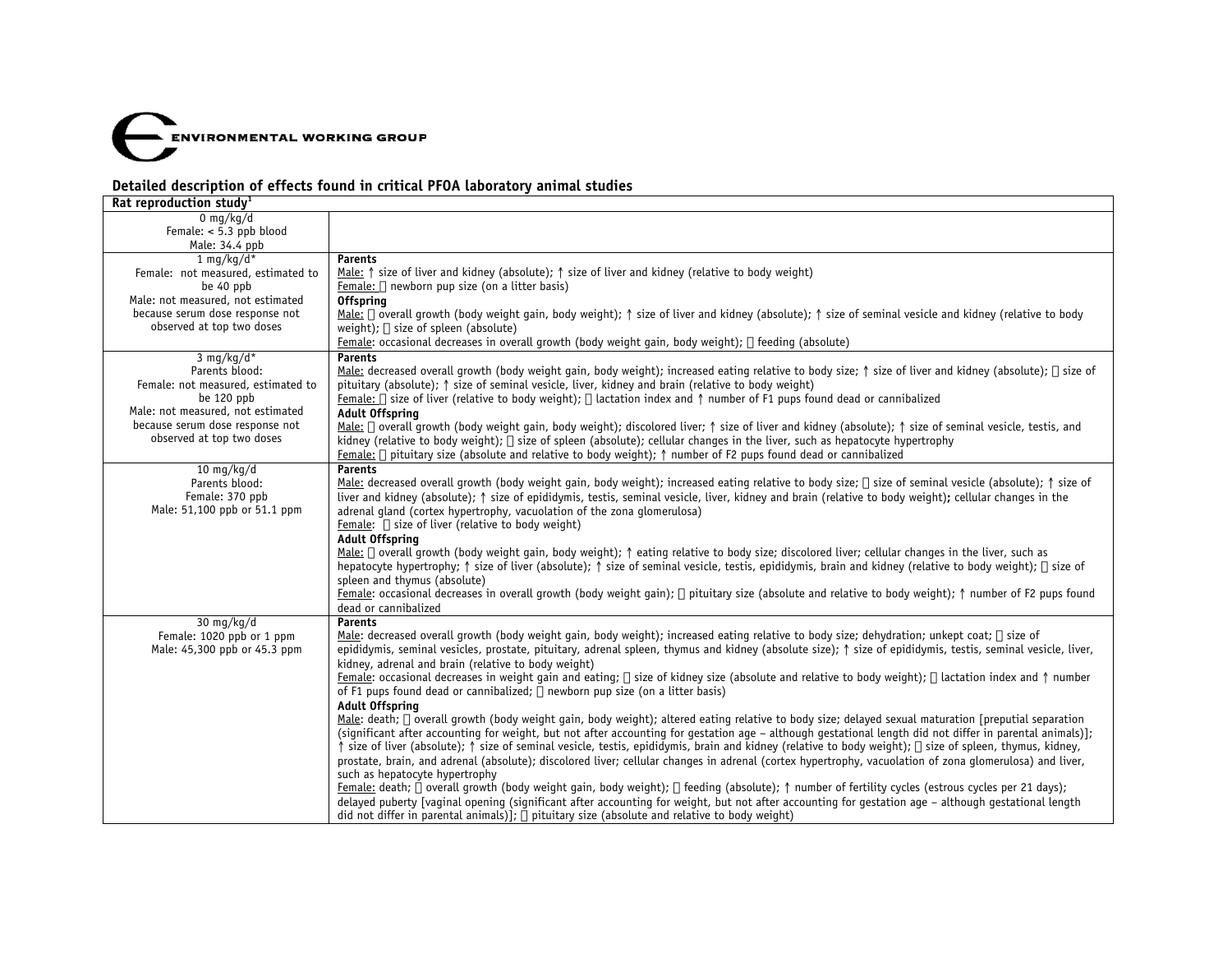ENVIRONMENTAL WORKING GROUP

## Detailed description of effects found in critical PFOA laboratory animal studies

| Rat reproduction study[1] | |
|---|---|
| 0 mg/kg/d<br>Female: < 5.3 ppb blood<br>Male: 34.4 ppb | |
| 1 mg/kg/d*<br>Female: not measured, estimated to be 40 ppb<br>Male: not measured, not estimated because serum dose response not observed at top two doses | **Parents**<br>Male: ↑ size of liver and kidney (absolute); ↑ size of liver and kidney (relative to body weight)<br>Female:  newborn pup size (on a litter basis)<br>**Offspring**<br>Male:  overall growth (body weight gain, body weight); ↑ size of liver and kidney (absolute); ↑ size of seminal vesicle and kidney (relative to body weight);  size of spleen (absolute)<br>Female: occasional decreases in overall growth (body weight gain, body weight);  feeding (absolute) |
| 3 mg/kg/d*<br>Parents blood:<br>Female: not measured, estimated to be 120 ppb<br>Male: not measured, not estimated because serum dose response not observed at top two doses | **Parents**<br>Male: decreased overall growth (body weight gain, body weight); increased eating relative to body size; ↑ size of liver and kidney (absolute);  size of pituitary (absolute); ↑ size of seminal vesicle, liver, kidney and brain (relative to body weight)<br>Female:  size of liver (relative to body weight);  lactation index and ↑ number of F1 pups found dead or cannibalized<br>**Adult Offspring**<br>Male:  overall growth (body weight gain, body weight); discolored liver; ↑ size of liver and kidney (absolute); ↑ size of seminal vesicle, testis, and kidney (relative to body weight);  size of spleen (absolute); cellular changes in the liver, such as hepatocyte hypertrophy<br>Female:  pituitary size (absolute and relative to body weight); ↑ number of F2 pups found dead or cannibalized |
| 10 mg/kg/d<br>Parents blood:<br>Female: 370 ppb<br>Male: 51,100 ppb or 51.1 ppm | **Parents**<br>Male: decreased overall growth (body weight gain, body weight); increased eating relative to body size;  size of seminal vesicle (absolute); ↑ size of liver and kidney (absolute); ↑ size of epididymis, testis, seminal vesicle, liver, kidney and brain (relative to body weight)**;** cellular changes in the adrenal gland (cortex hypertrophy, vacuolation of the zona glomerulosa)<br>Female:  size of liver (relative to body weight)<br>**Adult Offspring**<br>Male:  overall growth (body weight gain, body weight); ↑ eating relative to body size; discolored liver; cellular changes in the liver, such as hepatocyte hypertrophy; ↑ size of liver (absolute); ↑ size of seminal vesicle, testis, epididymis, brain and kidney (relative to body weight);  size of spleen and thymus (absolute)<br>Female: occasional decreases in overall growth (body weight gain);  pituitary size (absolute and relative to body weight); ↑ number of F2 pups found dead or cannibalized |
| 30 mg/kg/d<br>Female: 1020 ppb or 1 ppm<br>Male: 45,300 ppb or 45.3 ppm | **Parents**<br>Male: decreased overall growth (body weight gain, body weight); increased eating relative to body size; dehydration; unkept coat;  size of epididymis, seminal vesicles, prostate, pituitary, adrenal spleen, thymus and kidney (absolute size); ↑ size of epididymis, testis, seminal vesicle, liver, kidney, adrenal and brain (relative to body weight)<br>Female: occasional decreases in weight gain and eating;  size of kidney size (absolute and relative to body weight);  lactation index and ↑ number of F1 pups found dead or cannibalized;  newborn pup size (on a litter basis)<br>**Adult Offspring**<br>Male: death;  overall growth (body weight gain, body weight); altered eating relative to body size; delayed sexual maturation [preputial separation (significant after accounting for weight, but not after accounting for gestation age – although gestational length did not differ in parental animals)]; ↑ size of liver (absolute); ↑ size of seminal vesicle, testis, epididymis, brain and kidney (relative to body weight);  size of spleen, thymus, kidney, prostate, brain, and adrenal (absolute); discolored liver; cellular changes in adrenal (cortex hypertrophy, vacuolation of zona glomerulosa) and liver, such as hepatocyte hypertrophy<br>Female: death;  overall growth (body weight gain, body weight);  feeding (absolute); ↑ number of fertility cycles (estrous cycles per 21 days); delayed puberty [vaginal opening (significant after accounting for weight, but not after accounting for gestation age – although gestational length did not differ in parental animals)];  pituitary size (absolute and relative to body weight) |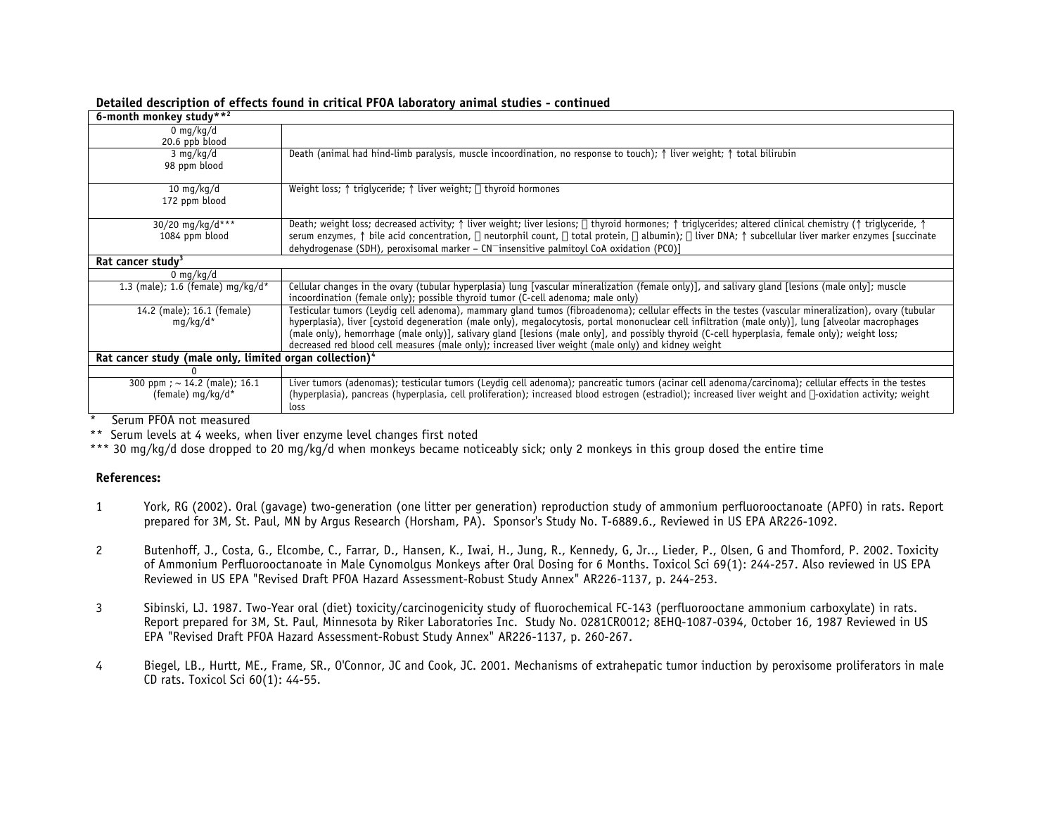**Detailed description of effects found in critical PFOA laboratory animal studies - continued**

| | |
|---|---|
| **6-month monkey study**[**2] | |
| 0 mg/kg/d<br>20.6 ppb blood | |
| 3 mg/kg/d<br>98 ppm blood | Death (animal had hind-limb paralysis, muscle incoordination, no response to touch); ↑ liver weight; ↑ total bilirubin |
| 10 mg/kg/d<br>172 ppm blood | Weight loss; ↑ triglyceride; ↑ liver weight; ↓ thyroid hormones |
| 30/20 mg/kg/d***<br>1084 ppm blood | Death; weight loss; decreased activity; ↑ liver weight; liver lesions; ↓ thyroid hormones; ↑ triglycerides; altered clinical chemistry (↑ triglyceride, ↑ serum enzymes, ↑ bile acid concentration, ↓ neutorphil count, ↓ total protein, ↓ albumin); ↓ liver DNA; ↑ subcellular liver marker enzymes [succinate dehydrogenase (SDH), peroxisomal marker – CN⁻insensitive palmitoyl CoA oxidation (PCO)] |
| **Rat cancer study**[3] | |
| 0 mg/kg/d | |
| 1.3 (male); 1.6 (female) mg/kg/d* | Cellular changes in the ovary (tubular hyperplasia) lung [vascular mineralization (female only)], and salivary gland [lesions (male only]; muscle incoordination (female only); possible thyroid tumor (C-cell adenoma; male only) |
| 14.2 (male); 16.1 (female) mg/kg/d* | Testicular tumors (Leydig cell adenoma), mammary gland tumos (fibroadenoma); cellular effects in the testes (vascular mineralization), ovary (tubular hyperplasia), liver [cystoid degeneration (male only), megalocytosis, portal mononuclear cell infiltration (male only)], lung [alveolar macrophages (male only), hemorrhage (male only)], salivary gland [lesions (male only], and possibly thyroid (C-cell hyperplasia, female only); weight loss; decreased red blood cell measures (male only); increased liver weight (male only) and kidney weight |
| **Rat cancer study (male only, limited organ collection)**[4] | |
| 0 | |
| 300 ppm ; ~ 14.2 (male); 16.1 (female) mg/kg/d* | Liver tumors (adenomas); testicular tumors (Leydig cell adenoma); pancreatic tumors (acinar cell adenoma/carcinoma); cellular effects in the testes (hyperplasia), pancreas (hyperplasia, cell proliferation); increased blood estrogen (estradiol); increased liver weight and β-oxidation activity; weight loss |

\* Serum PFOA not measured

** Serum levels at 4 weeks, when liver enzyme level changes first noted

*** 30 mg/kg/d dose dropped to 20 mg/kg/d when monkeys became noticeably sick; only 2 monkeys in this group dosed the entire time

**References:**

1. York, RG (2002). Oral (gavage) two-generation (one litter per generation) reproduction study of ammonium perfluorooctanoate (APFO) in rats. Report prepared for 3M, St. Paul, MN by Argus Research (Horsham, PA). Sponsor's Study No. T-6889.6., Reviewed in US EPA AR226-1092.

2. Butenhoff, J., Costa, G., Elcombe, C., Farrar, D., Hansen, K., Iwai, H., Jung, R., Kennedy, G, Jr.., Lieder, P., Olsen, G and Thomford, P. 2002. Toxicity of Ammonium Perfluorooctanoate in Male Cynomolgus Monkeys after Oral Dosing for 6 Months. Toxicol Sci 69(1): 244-257. Also reviewed in US EPA Reviewed in US EPA "Revised Draft PFOA Hazard Assessment-Robust Study Annex" AR226-1137, p. 244-253.

3. Sibinski, LJ. 1987. Two-Year oral (diet) toxicity/carcinogenicity study of fluorochemical FC-143 (perfluorooctane ammonium carboxylate) in rats. Report prepared for 3M, St. Paul, Minnesota by Riker Laboratories Inc. Study No. 0281CR0012; 8EHQ-1087-0394, October 16, 1987 Reviewed in US EPA "Revised Draft PFOA Hazard Assessment-Robust Study Annex" AR226-1137, p. 260-267.

4. Biegel, LB., Hurtt, ME., Frame, SR., O'Connor, JC and Cook, JC. 2001. Mechanisms of extrahepatic tumor induction by peroxisome proliferators in male CD rats. Toxicol Sci 60(1): 44-55.